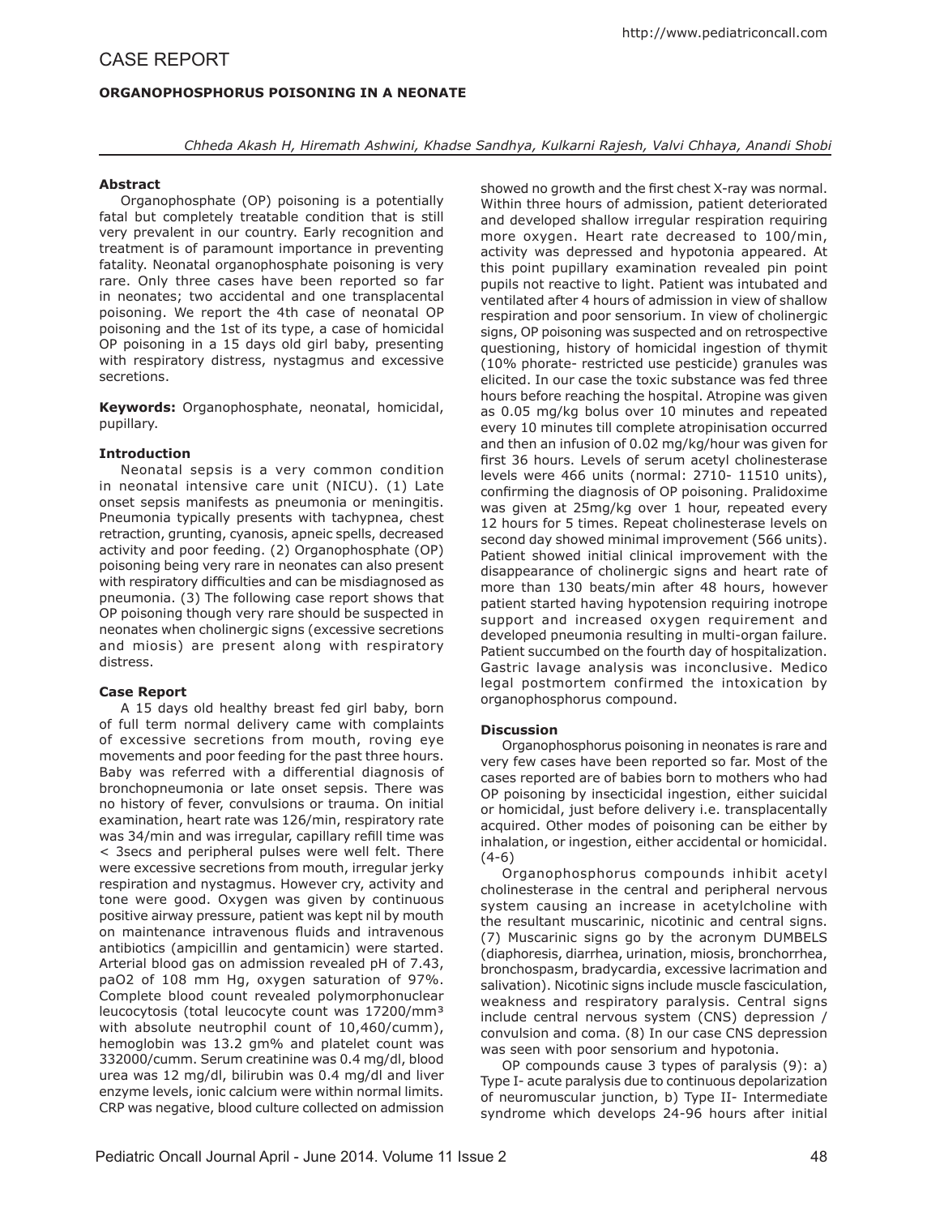# CASE REPORT

### ORGANOPHOSPHORUS POISONING IN A NEONATE

*Chheda Akash H, Hiremath Ashwini, Khadse Sandhya, Kulkarni Rajesh, Valvi Chhaya, Anandi Shobi*

**Abstract**

Organophosphate (OP) poisoning is a potentially fatal but completely treatable condition that is still very prevalent in our country. Early recognition and treatment is of paramount importance in preventing fatality. Neonatal organophosphate poisoning is very rare. Only three cases have been reported so far in neonates; two accidental and one transplacental poisoning. We report the 4th case of neonatal OP poisoning and the 1st of its type, a case of homicidal OP poisoning in a 15 days old girl baby, presenting with respiratory distress, nystagmus and excessive secretions.

**Keywords:** Organophosphate, neonatal, homicidal, pupillary.

**Introduction**

Neonatal sepsis is a very common condition in neonatal intensive care unit (NICU). (1) Late onset sepsis manifests as pneumonia or meningitis. Pneumonia typically presents with tachypnea, chest retraction, grunting, cyanosis, apneic spells, decreased activity and poor feeding. (2) Organophosphate (OP) poisoning being very rare in neonates can also present with respiratory difficulties and can be misdiagnosed as pneumonia. (3) The following case report shows that OP poisoning though very rare should be suspected in neonates when cholinergic signs (excessive secretions and miosis) are present along with respiratory distress.

**Case Report**

A 15 days old healthy breast fed girl baby, born of full term normal delivery came with complaints of excessive secretions from mouth, roving eye movements and poor feeding for the past three hours. Baby was referred with a differential diagnosis of bronchopneumonia or late onset sepsis. There was no history of fever, convulsions or trauma. On initial examination, heart rate was 126/min, respiratory rate was 34/min and was irregular, capillary refill time was < 3secs and peripheral pulses were well felt. There were excessive secretions from mouth, irregular jerky respiration and nystagmus. However cry, activity and tone were good. Oxygen was given by continuous positive airway pressure, patient was kept nil by mouth on maintenance intravenous fluids and intravenous antibiotics (ampicillin and gentamicin) were started. Arterial blood gas on admission revealed pH of 7.43, paO2 of 108 mm Hg, oxygen saturation of 97%. Complete blood count revealed polymorphonuclear leucocytosis (total leucocyte count was 17200/mm³ with absolute neutrophil count of 10,460/cumm), hemoglobin was 13.2 gm% and platelet count was 332000/cumm. Serum creatinine was 0.4 mg/dl, blood urea was 12 mg/dl, bilirubin was 0.4 mg/dl and liver enzyme levels, ionic calcium were within normal limits. CRP was negative, blood culture collected on admission showed no growth and the first chest X-ray was normal. Within three hours of admission, patient deteriorated and developed shallow irregular respiration requiring more oxygen. Heart rate decreased to 100/min, activity was depressed and hypotonia appeared. At this point pupillary examination revealed pin point pupils not reactive to light. Patient was intubated and ventilated after 4 hours of admission in view of shallow respiration and poor sensorium. In view of cholinergic signs, OP poisoning was suspected and on retrospective questioning, history of homicidal ingestion of thymit (10% phorate- restricted use pesticide) granules was elicited. In our case the toxic substance was fed three hours before reaching the hospital. Atropine was given as 0.05 mg/kg bolus over 10 minutes and repeated every 10 minutes till complete atropinisation occurred and then an infusion of 0.02 mg/kg/hour was given for first 36 hours. Levels of serum acetyl cholinesterase levels were 466 units (normal: 2710- 11510 units), confirming the diagnosis of OP poisoning. Pralidoxime was given at 25mg/kg over 1 hour, repeated every 12 hours for 5 times. Repeat cholinesterase levels on second day showed minimal improvement (566 units). Patient showed initial clinical improvement with the disappearance of cholinergic signs and heart rate of more than 130 beats/min after 48 hours, however patient started having hypotension requiring inotrope support and increased oxygen requirement and developed pneumonia resulting in multi-organ failure. Patient succumbed on the fourth day of hospitalization. Gastric lavage analysis was inconclusive. Medico legal postmortem confirmed the intoxication by organophosphorus compound.

**Discussion**

Organophosphorus poisoning in neonates is rare and very few cases have been reported so far. Most of the cases reported are of babies born to mothers who had OP poisoning by insecticidal ingestion, either suicidal or homicidal, just before delivery i.e. transplacentally acquired. Other modes of poisoning can be either by inhalation, or ingestion, either accidental or homicidal. (4-6)

Organophosphorus compounds inhibit acetyl cholinesterase in the central and peripheral nervous system causing an increase in acetylcholine with the resultant muscarinic, nicotinic and central signs. (7) Muscarinic signs go by the acronym DUMBELS (diaphoresis, diarrhea, urination, miosis, bronchorrhea, bronchospasm, bradycardia, excessive lacrimation and salivation). Nicotinic signs include muscle fasciculation, weakness and respiratory paralysis. Central signs include central nervous system (CNS) depression / convulsion and coma. (8) In our case CNS depression was seen with poor sensorium and hypotonia.

OP compounds cause 3 types of paralysis (9): a) Type I- acute paralysis due to continuous depolarization of neuromuscular junction, b) Type II- Intermediate syndrome which develops 24-96 hours after initial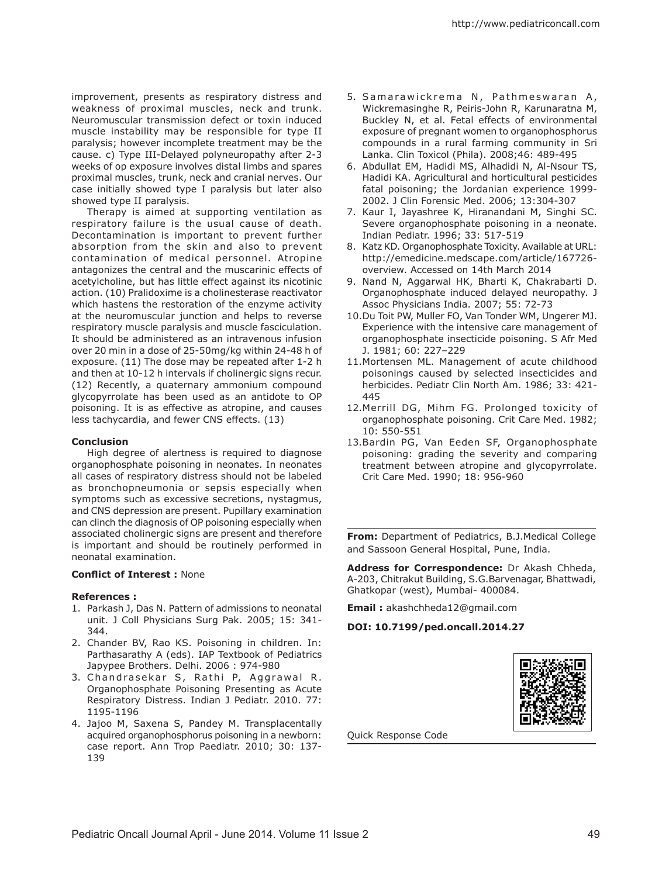improvement, presents as respiratory distress and weakness of proximal muscles, neck and trunk. Neuromuscular transmission defect or toxin induced muscle instability may be responsible for type II paralysis; however incomplete treatment may be the cause. c) Type III-Delayed polyneuropathy after 2-3 weeks of op exposure involves distal limbs and spares proximal muscles, trunk, neck and cranial nerves. Our case initially showed type I paralysis but later also showed type II paralysis.

Therapy is aimed at supporting ventilation as respiratory failure is the usual cause of death. Decontamination is important to prevent further absorption from the skin and also to prevent contamination of medical personnel. Atropine antagonizes the central and the muscarinic effects of acetylcholine, but has little effect against its nicotinic action. (10) Pralidoxime is a cholinesterase reactivator which hastens the restoration of the enzyme activity at the neuromuscular junction and helps to reverse respiratory muscle paralysis and muscle fasciculation. It should be administered as an intravenous infusion over 20 min in a dose of 25-50mg/kg within 24-48 h of exposure. (11) The dose may be repeated after 1-2 h and then at 10-12 h intervals if cholinergic signs recur. (12) Recently, a quaternary ammonium compound glycopyrrolate has been used as an antidote to OP poisoning. It is as effective as atropine, and causes less tachycardia, and fewer CNS effects. (13)

**Conclusion**

High degree of alertness is required to diagnose organophosphate poisoning in neonates. In neonates all cases of respiratory distress should not be labeled as bronchopneumonia or sepsis especially when symptoms such as excessive secretions, nystagmus, and CNS depression are present. Pupillary examination can clinch the diagnosis of OP poisoning especially when associated cholinergic signs are present and therefore is important and should be routinely performed in neonatal examination.

**Conflict of Interest :** None

**References :**

1. Parkash J, Das N. Pattern of admissions to neonatal unit. J Coll Physicians Surg Pak. 2005; 15: 341-344.
2. Chander BV, Rao KS. Poisoning in children. In: Parthasarathy A (eds). IAP Textbook of Pediatrics Japypee Brothers. Delhi. 2006 : 974-980
3. Chandrasekar S, Rathi P, Aggrawal R. Organophosphate Poisoning Presenting as Acute Respiratory Distress. Indian J Pediatr. 2010. 77: 1195-1196
4. Jajoo M, Saxena S, Pandey M. Transplacentally acquired organophosphorus poisoning in a newborn: case report. Ann Trop Paediatr. 2010; 30: 137-139
5. Samarawickrema N, Pathmeswaran A, Wickremasinghe R, Peiris-John R, Karunaratna M, Buckley N, et al. Fetal effects of environmental exposure of pregnant women to organophosphorus compounds in a rural farming community in Sri Lanka. Clin Toxicol (Phila). 2008;46: 489-495
6. Abdullat EM, Hadidi MS, Alhadidi N, Al-Nsour TS, Hadidi KA. Agricultural and horticultural pesticides fatal poisoning; the Jordanian experience 1999-2002. J Clin Forensic Med. 2006; 13:304-307
7. Kaur I, Jayashree K, Hiranandani M, Singhi SC. Severe organophosphate poisoning in a neonate. Indian Pediatr. 1996; 33: 517-519
8. Katz KD. Organophosphate Toxicity. Available at URL: http://emedicine.medscape.com/article/167726-overview. Accessed on 14th March 2014
9. Nand N, Aggarwal HK, Bharti K, Chakrabarti D. Organophosphate induced delayed neuropathy. J Assoc Physicians India. 2007; 55: 72-73
10. Du Toit PW, Muller FO, Van Tonder WM, Ungerer MJ. Experience with the intensive care management of organophosphate insecticide poisoning. S Afr Med J. 1981; 60: 227–229
11. Mortensen ML. Management of acute childhood poisonings caused by selected insecticides and herbicides. Pediatr Clin North Am. 1986; 33: 421-445
12. Merrill DG, Mihm FG. Prolonged toxicity of organophosphate poisoning. Crit Care Med. 1982; 10: 550-551
13. Bardin PG, Van Eeden SF, Organophosphate poisoning: grading the severity and comparing treatment between atropine and glycopyrrolate. Crit Care Med. 1990; 18: 956-960

**From:** Department of Pediatrics, B.J.Medical College and Sassoon General Hospital, Pune, India.

**Address for Correspondence:** Dr Akash Chheda, A-203, Chitrakut Building, S.G.Barvenagar, Bhattwadi, Ghatkopar (west), Mumbai- 400084.

**Email :** akashchheda12@gmail.com

**DOI: 10.7199/ped.oncall.2014.27**

Quick Response Code